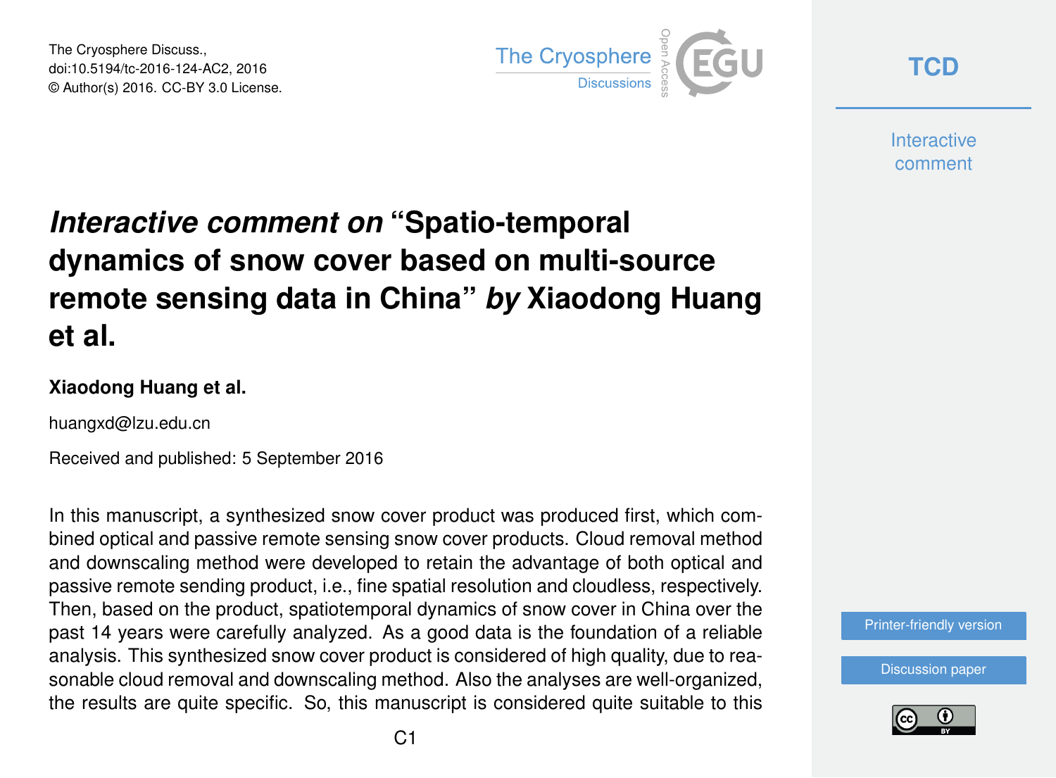The Cryosphere Discuss.,
doi:10.5194/tc-2016-124-AC2, 2016
© Author(s) 2016. CC-BY 3.0 License.

# *Interactive comment on* "Spatio-temporal dynamics of snow cover based on multi-source remote sensing data in China" *by* Xiaodong Huang et al.

**Xiaodong Huang et al.**

huangxd@lzu.edu.cn

Received and published: 5 September 2016

In this manuscript, a synthesized snow cover product was produced first, which combined optical and passive remote sensing snow cover products. Cloud removal method and downscaling method were developed to retain the advantage of both optical and passive remote sending product, i.e., fine spatial resolution and cloudless, respectively. Then, based on the product, spatiotemporal dynamics of snow cover in China over the past 14 years were carefully analyzed. As a good data is the foundation of a reliable analysis. This synthesized snow cover product is considered of high quality, due to reasonable cloud removal and downscaling method. Also the analyses are well-organized, the results are quite specific. So, this manuscript is considered quite suitable to this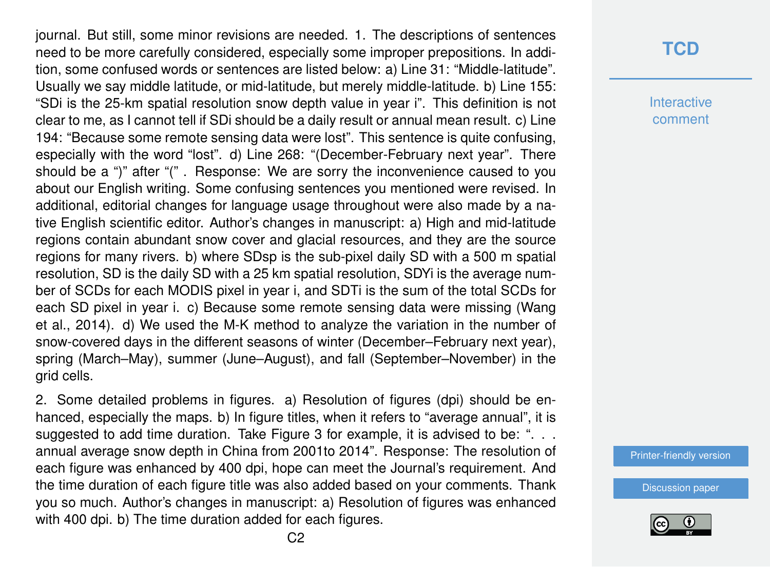journal. But still, some minor revisions are needed. 1. The descriptions of sentences need to be more carefully considered, especially some improper prepositions. In addition, some confused words or sentences are listed below: a) Line 31: "Middle-latitude". Usually we say middle latitude, or mid-latitude, but merely middle-latitude. b) Line 155: "SDi is the 25-km spatial resolution snow depth value in year i". This definition is not clear to me, as I cannot tell if SDi should be a daily result or annual mean result. c) Line 194: "Because some remote sensing data were lost". This sentence is quite confusing, especially with the word "lost". d) Line 268: "(December-February next year". There should be a ")" after "(" . Response: We are sorry the inconvenience caused to you about our English writing. Some confusing sentences you mentioned were revised. In additional, editorial changes for language usage throughout were also made by a native English scientific editor. Author's changes in manuscript: a) High and mid-latitude regions contain abundant snow cover and glacial resources, and they are the source regions for many rivers. b) where SDsp is the sub-pixel daily SD with a 500 m spatial resolution, SD is the daily SD with a 25 km spatial resolution, SDYi is the average number of SCDs for each MODIS pixel in year i, and SDTi is the sum of the total SCDs for each SD pixel in year i. c) Because some remote sensing data were missing (Wang et al., 2014). d) We used the M-K method to analyze the variation in the number of snow-covered days in the different seasons of winter (December–February next year), spring (March–May), summer (June–August), and fall (September–November) in the grid cells.

2. Some detailed problems in figures. a) Resolution of figures (dpi) should be enhanced, especially the maps. b) In figure titles, when it refers to "average annual", it is suggested to add time duration. Take Figure 3 for example, it is advised to be: ". . . annual average snow depth in China from 2001to 2014". Response: The resolution of each figure was enhanced by 400 dpi, hope can meet the Journal's requirement. And the time duration of each figure title was also added based on your comments. Thank you so much. Author's changes in manuscript: a) Resolution of figures was enhanced with 400 dpi. b) The time duration added for each figures.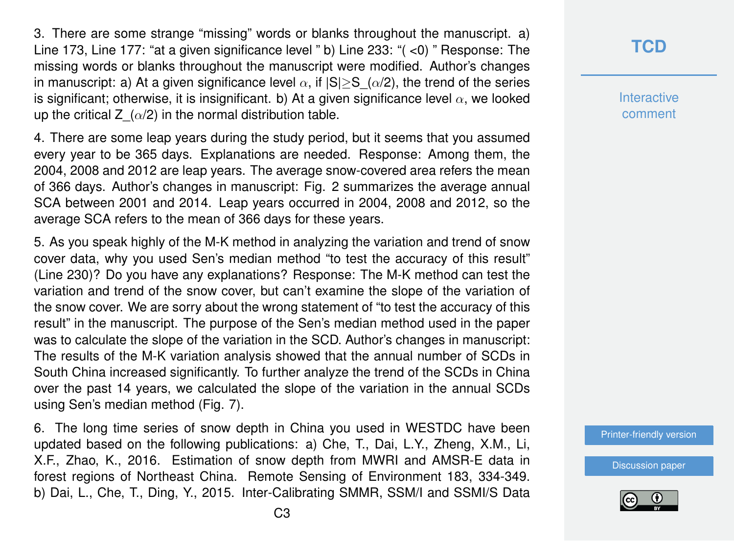3. There are some strange "missing" words or blanks throughout the manuscript. a) Line 173, Line 177: "at a given significance level " b) Line 233: "( <0) " Response: The missing words or blanks throughout the manuscript were modified. Author's changes in manuscript: a) At a given significance level $\alpha$, if $|S| \geq S\_(\alpha/2)$, the trend of the series is significant; otherwise, it is insignificant. b) At a given significance level $\alpha$, we looked up the critical $Z\_(\alpha/2)$ in the normal distribution table.

4. There are some leap years during the study period, but it seems that you assumed every year to be 365 days. Explanations are needed. Response: Among them, the 2004, 2008 and 2012 are leap years. The average snow-covered area refers the mean of 366 days. Author's changes in manuscript: Fig. 2 summarizes the average annual SCA between 2001 and 2014. Leap years occurred in 2004, 2008 and 2012, so the average SCA refers to the mean of 366 days for these years.

5. As you speak highly of the M-K method in analyzing the variation and trend of snow cover data, why you used Sen's median method "to test the accuracy of this result" (Line 230)? Do you have any explanations? Response: The M-K method can test the variation and trend of the snow cover, but can't examine the slope of the variation of the snow cover. We are sorry about the wrong statement of "to test the accuracy of this result" in the manuscript. The purpose of the Sen's median method used in the paper was to calculate the slope of the variation in the SCD. Author's changes in manuscript: The results of the M-K variation analysis showed that the annual number of SCDs in South China increased significantly. To further analyze the trend of the SCDs in China over the past 14 years, we calculated the slope of the variation in the annual SCDs using Sen's median method (Fig. 7).

6. The long time series of snow depth in China you used in WESTDC have been updated based on the following publications: a) Che, T., Dai, L.Y., Zheng, X.M., Li, X.F., Zhao, K., 2016. Estimation of snow depth from MWRI and AMSR-E data in forest regions of Northeast China. Remote Sensing of Environment 183, 334-349. b) Dai, L., Che, T., Ding, Y., 2015. Inter-Calibrating SMMR, SSM/I and SSMI/S Data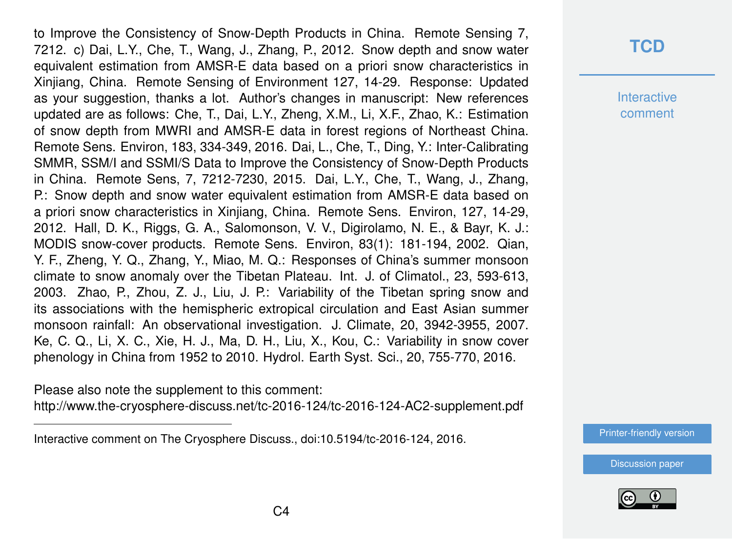to Improve the Consistency of Snow-Depth Products in China. Remote Sensing 7, 7212. c) Dai, L.Y., Che, T., Wang, J., Zhang, P., 2012. Snow depth and snow water equivalent estimation from AMSR-E data based on a priori snow characteristics in Xinjiang, China. Remote Sensing of Environment 127, 14-29. Response: Updated as your suggestion, thanks a lot. Author's changes in manuscript: New references updated are as follows: Che, T., Dai, L.Y., Zheng, X.M., Li, X.F., Zhao, K.: Estimation of snow depth from MWRI and AMSR-E data in forest regions of Northeast China. Remote Sens. Environ, 183, 334-349, 2016. Dai, L., Che, T., Ding, Y.: Inter-Calibrating SMMR, SSM/I and SSMI/S Data to Improve the Consistency of Snow-Depth Products in China. Remote Sens, 7, 7212-7230, 2015. Dai, L.Y., Che, T., Wang, J., Zhang, P.: Snow depth and snow water equivalent estimation from AMSR-E data based on a priori snow characteristics in Xinjiang, China. Remote Sens. Environ, 127, 14-29, 2012. Hall, D. K., Riggs, G. A., Salomonson, V. V., Digirolamo, N. E., & Bayr, K. J.: MODIS snow-cover products. Remote Sens. Environ, 83(1): 181-194, 2002. Qian, Y. F., Zheng, Y. Q., Zhang, Y., Miao, M. Q.: Responses of China's summer monsoon climate to snow anomaly over the Tibetan Plateau. Int. J. of Climatol., 23, 593-613, 2003. Zhao, P., Zhou, Z. J., Liu, J. P.: Variability of the Tibetan spring snow and its associations with the hemispheric extropical circulation and East Asian summer monsoon rainfall: An observational investigation. J. Climate, 20, 3942-3955, 2007. Ke, C. Q., Li, X. C., Xie, H. J., Ma, D. H., Liu, X., Kou, C.: Variability in snow cover phenology in China from 1952 to 2010. Hydrol. Earth Syst. Sci., 20, 755-770, 2016.

Please also note the supplement to this comment:
http://www.the-cryosphere-discuss.net/tc-2016-124/tc-2016-124-AC2-supplement.pdf

---

Interactive comment on The Cryosphere Discuss., doi:10.5194/tc-2016-124, 2016.